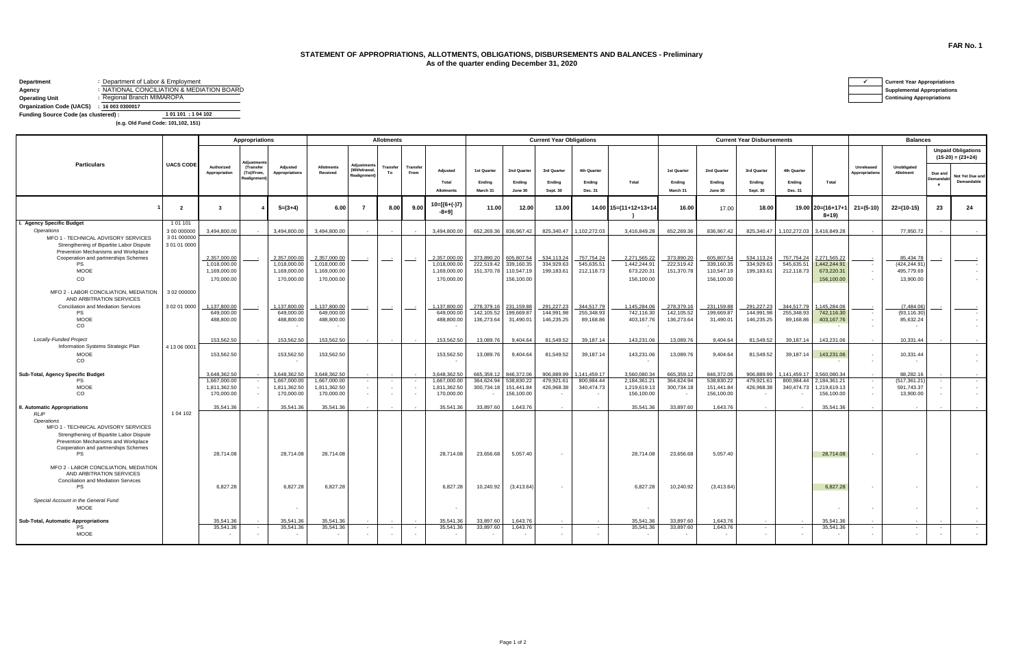FAR No. 1

## STATEMENT OF APPROPRIATIONS, ALLOTMENTS, OBLIGATIONS, DISBURSEMENTS AND BALANCES - Preliminary
### As of the quarter ending December 31, 2020

**Department** : Department of Labor & Employment
**Agency** : NATIONAL CONCILIATION & MEDIATION BOARD
**Operating Unit** : Regional Branch MIMAROPA
**Organization Code (UACS)** : 16 003 0300017
**Funding Source Code (as clustered)** : 1 01 101 ; 1 04 102
(e.g. Old Fund Code: 101,102, 151)

| | |
|---|---|
| ✓ | Current Year Appropriations |
| | Supplemental Appropriations |
| | Continuing Appropriations |

| Particulars | UACS CODE | Appropriations | | | Allotments | | | | | Current Year Obligations | | | | | Current Year Disbursements | | | | | Balances | | | |
|---|---|---|---|---|---|---|---|---|---|---|---|---|---|---|---|---|---|---|---|---|---|---|---|
| | | Authorized Appropriation | Adjustments (Transfer (To)/From, Realignment) | Adjusted Appropriations | Allotments Received | Adjustments (Withdrawal, Realignment) | Transfer To | Transfer From | Adjusted Total Allotments | 1st Quarter Ending March 31 | 2nd Quarter Ending June 30 | 3rd Quarter Ending Sept. 30 | 4th Quarter Ending Dec. 31 | Total | 1st Quarter Ending March 31 | 2nd Quarter Ending June 30 | 3rd Quarter Ending Sept. 30 | 4th Quarter Ending Dec. 31 | Total | Unreleased Appropriations | Unobligated Allotment | Unpaid Obligations (15-20) = (23+24) Due and Demandable | Not Yet Due and Demandable |
| 1 | 2 | 3 | 4 | 5=(3+4) | 6.00 | 7 | 8.00 | 9.00 | 10=[{6+(-)7}-8+9] | 11.00 | 12.00 | 13.00 | 14.00 | 15=(11+12+13+14) | 16.00 | 17.00 | 18.00 | 19.00 | 20=(16+17+18+19) | 21=(5-10) | 22=(10-15) | 23 | 24 |
| **I. Agency Specific Budget** | 1 01 101 | | | | | | | | | | | | | | | | | | | | | | |
| *Operations* | 3 00 000000 | 3,494,800.00 | - | 3,494,800.00 | 3,494,800.00 | - | - | - | 3,494,800.00 | 652,269.36 | 836,967.42 | 825,340.47 | 1,102,272.03 | 3,416,849.28 | 652,269.36 | 836,967.42 | 825,340.47 | 1,102,272.03 | 3,416,849.28 | - | 77,950.72 | - | - |
| MFO 1 - TECHNICAL ADVISORY SERVICES | 3 01 000000 | | | | | | | | | | | | | | | | | | | | | | |
| Strengthening of Bipartite Labor Dispute Prevention Mechanisms and Workplace Cooperation and partnerships Schemes | 3 01 01 0000 | 2,357,000.00 | - | 2,357,000.00 | 2,357,000.00 | - | - | - | 2,357,000.00 | 373,890.20 | 605,807.54 | 534,113.24 | 757,754.24 | 2,271,565.22 | 373,890.20 | 605,807.54 | 534,113.24 | 757,754.24 | 2,271,565.22 | - | 85,434.78 | - | - |
| PS | | 1,018,000.00 | | 1,018,000.00 | 1,018,000.00 | | | | 1,018,000.00 | 222,519.42 | 339,160.35 | 334,929.63 | 545,635.51 | 1,442,244.91 | 222,519.42 | 339,160.35 | 334,929.63 | 545,635.51 | 1,442,244.91 | - | (424,244.91) | | - |
| MOOE | | 1,169,000.00 | | 1,169,000.00 | 1,169,000.00 | | | | 1,169,000.00 | 151,370.78 | 110,547.19 | 199,183.61 | 212,118.73 | 673,220.31 | 151,370.78 | 110,547.19 | 199,183.61 | 212,118.73 | 673,220.31 | - | 495,779.69 | | - |
| CO | | 170,000.00 | | 170,000.00 | 170,000.00 | | | | 170,000.00 | | 156,100.00 | | | 156,100.00 | | 156,100.00 | | | 156,100.00 | - | 13,900.00 | | - |
| MFO 2 - LABOR CONCILIATION, MEDIATION AND ARBITRATION SERVICES | 3 02 000000 | | | | | | | | | | | | | | | | | | | | | | |
| Conciliation and Mediation Services | 3 02 01 0000 | 1,137,800.00 | - | 1,137,800.00 | 1,137,800.00 | - | - | - | 1,137,800.00 | 278,379.16 | 231,159.88 | 291,227.23 | 344,517.79 | 1,145,284.06 | 278,379.16 | 231,159.88 | 291,227.23 | 344,517.79 | 1,145,284.06 | - | (7,484.06) | - | - |
| PS | | 649,000.00 | | 649,000.00 | 649,000.00 | | | | 649,000.00 | 142,105.52 | 199,669.87 | 144,991.98 | 255,348.93 | 742,116.30 | 142,105.52 | 199,669.87 | 144,991.98 | 255,348.93 | 742,116.30 | - | (93,116.30) | | - |
| MOOE | | 488,800.00 | | 488,800.00 | 488,800.00 | | | | 488,800.00 | 136,273.64 | 31,490.01 | 146,235.25 | 89,168.86 | 403,167.76 | 136,273.64 | 31,490.01 | 146,235.25 | 89,168.86 | 403,167.76 | - | 85,632.24 | | - |
| CO | | | | - | - | | | | - | | | | | - | | | | | - | - | - | | - |
| *Locally-Funded Project* | | 153,562.50 | - | 153,562.50 | 153,562.50 | - | - | - | 153,562.50 | 13,089.76 | 9,404.64 | 81,549.52 | 39,187.14 | 143,231.06 | 13,089.76 | 9,404.64 | 81,549.52 | 39,187.14 | 143,231.06 | - | 10,331.44 | - | - |
| Information Systems Strategic Plan | 4 13 06 0001 | | | | | | | | | | | | | | | | | | | | | | |
| MOOE | | 153,562.50 | | 153,562.50 | 153,562.50 | | | | 153,562.50 | 13,089.76 | 9,404.64 | 81,549.52 | 39,187.14 | 143,231.06 | 13,089.76 | 9,404.64 | 81,549.52 | 39,187.14 | 143,231.06 | - | 10,331.44 | | - |
| CO | | | | - | | | | | - | | | | | - | | | | | - | - | - | | - |
| **Sub-Total, Agency Specific Budget** | | 3,648,362.50 | - | 3,648,362.50 | 3,648,362.50 | - | - | - | 3,648,362.50 | 665,359.12 | 846,372.06 | 906,889.99 | 1,141,459.17 | 3,560,080.34 | 665,359.12 | 846,372.06 | 906,889.99 | 1,141,459.17 | 3,560,080.34 | - | 88,282.16 | - | - |
| PS | | 1,667,000.00 | - | 1,667,000.00 | 1,667,000.00 | - | - | - | 1,667,000.00 | 364,624.94 | 538,830.22 | 479,921.61 | 800,984.44 | 2,184,361.21 | 364,624.94 | 538,830.22 | 479,921.61 | 800,984.44 | 2,184,361.21 | - | (517,361.21) | - | - |
| MOOE | | 1,811,362.50 | - | 1,811,362.50 | 1,811,362.50 | - | - | - | 1,811,362.50 | 300,734.18 | 151,441.84 | 426,968.38 | 340,474.73 | 1,219,619.13 | 300,734.18 | 151,441.84 | 426,968.38 | 340,474.73 | 1,219,619.13 | - | 591,743.37 | - | - |
| CO | | 170,000.00 | - | 170,000.00 | 170,000.00 | - | - | - | 170,000.00 | - | 156,100.00 | - | - | 156,100.00 | - | 156,100.00 | - | - | 156,100.00 | - | 13,900.00 | - | - |
| **II. Automatic Appropriations** | | 35,541.36 | - | 35,541.36 | 35,541.36 | - | - | - | 35,541.36 | 33,897.60 | 1,643.76 | - | - | 35,541.36 | 33,897.60 | 1,643.76 | - | - | 35,541.36 | - | - | - | - |
| *RLIP* | 1 04 102 | | | | | | | | | | | | | | | | | | | | | | |
| *Operations* | | | | | | | | | | | | | | | | | | | | | | | |
| MFO 1 - TECHNICAL ADVISORY SERVICES | | | | | | | | | | | | | | | | | | | | | | | |
| Strengthening of Bipartite Labor Dispute Prevention Mechanisms and Workplace Cooperation and partnerships Schemes | | | | | | | | | | | | | | | | | | | | | | | |
| PS | | 28,714.08 | | 28,714.08 | 28,714.08 | | | | 28,714.08 | 23,656.68 | 5,057.40 | - | | 28,714.08 | 23,656.68 | 5,057.40 | | | 28,714.08 | - | - | | - |
| MFO 2 - LABOR CONCILIATION, MEDIATION AND ARBITRATION SERVICES | | | | | | | | | | | | | | | | | | | | | | | |
| Conciliation and Mediation Services | | | | | | | | | | | | | | | | | | | | | | | |
| PS | | 6,827.28 | | 6,827.28 | 6,827.28 | | | | 6,827.28 | 10,240.92 | (3,413.64) | - | | 6,827.28 | 10,240.92 | (3,413.64) | | | 6,827.28 | - | - | | - |
| *Special Account in the General Fund* | | | | | | | | | | | | | | | | | | | | | | | |
| MOOE | | | | - | | | | | - | | | | | - | | | | | - | - | - | | - |
| **Sub-Total, Automatic Appropriations** | | 35,541.36 | - | 35,541.36 | 35,541.36 | - | - | - | 35,541.36 | 33,897.60 | 1,643.76 | - | - | 35,541.36 | 33,897.60 | 1,643.76 | - | - | 35,541.36 | - | - | - | - |
| PS | | 35,541.36 | - | 35,541.36 | 35,541.36 | - | - | - | 35,541.36 | 33,897.60 | 1,643.76 | - | - | 35,541.36 | 33,897.60 | 1,643.76 | - | - | 35,541.36 | - | - | - | - |
| MOOE | | - | - | - | - | - | - | - | - | - | - | - | - | - | - | - | - | - | - | - | - | - | - |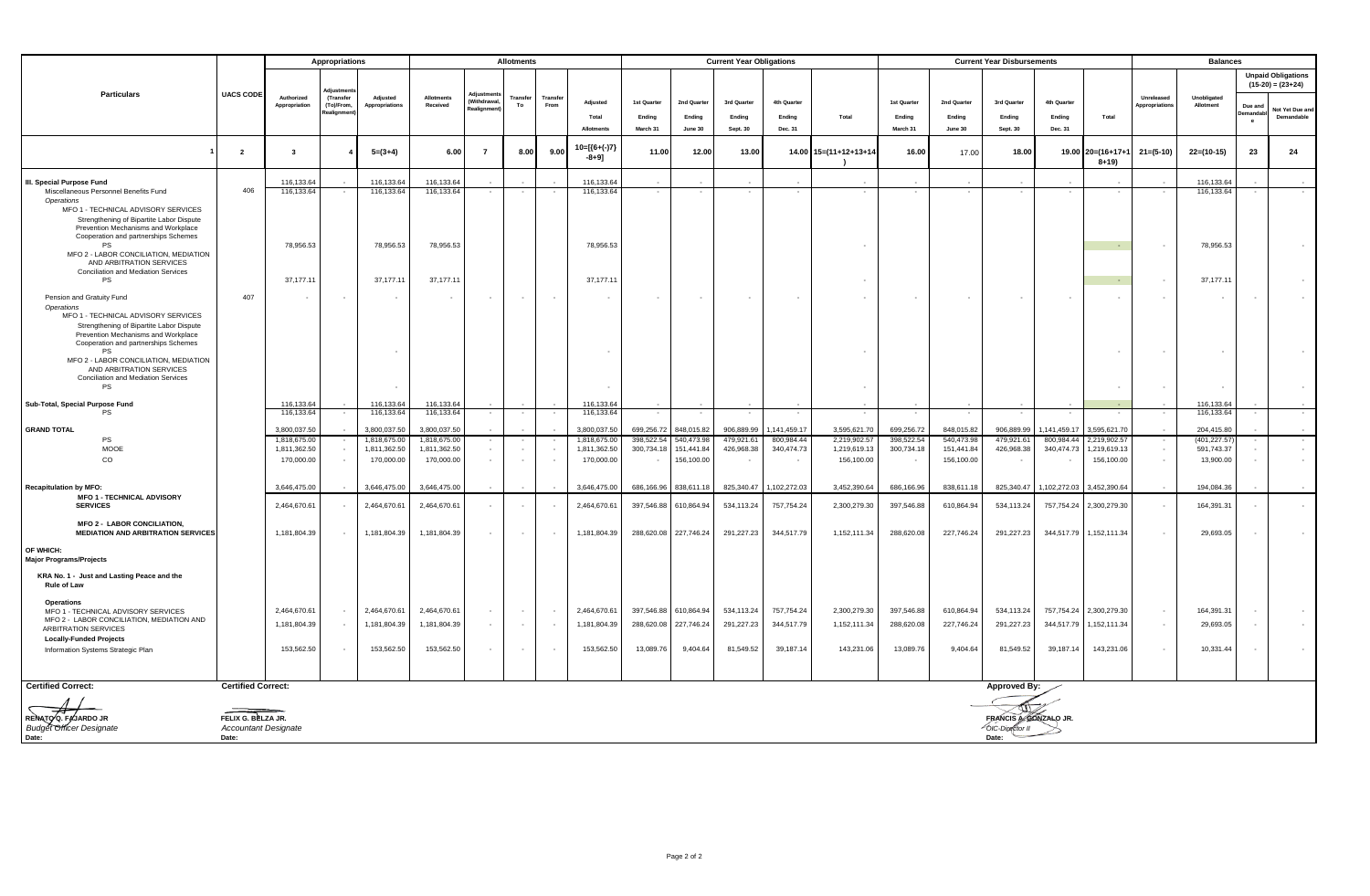| Particulars | UACS CODE | Appropriations | | | Allotments | | | | | Current Year Obligations | | | | | Current Year Disbursements | | | | | Balances | | | |
|---|---|---|---|---|---|---|---|---|---|---|---|---|---|---|---|---|---|---|---|---|---|---|---|
| | | Authorized Appropriation | Adjustments (Transfer (To)/From, Realignment) | Adjusted Appropriations | Allotments Received | Adjustments (Withdrawal, Realignment) | Transfer To | Transfer From | Adjusted Total Allotments | 1st Quarter Ending March 31 | 2nd Quarter Ending June 30 | 3rd Quarter Ending Sept. 30 | 4th Quarter Ending Dec. 31 | Total | 1st Quarter Ending March 31 | 2nd Quarter Ending June 30 | 3rd Quarter Ending Sept. 30 | 4th Quarter Ending Dec. 31 | Total | Unreleased Appropriations | Unobligated Allotment | Unpaid Obligations (15-20) = (23+24) Due and Demandable | Unpaid Obligations (15-20) = (23+24) Not Yet Due and Demandable |
| 1 | 2 | 3 | 4 | 5=(3+4) | 6.00 | 7 | 8.00 | 9.00 | 10=[{6+(-)7}-8+9] | 11.00 | 12.00 | 13.00 | 14.00 | 15=(11+12+13+14) | 16.00 | 17.00 | 18.00 | 19.00 | 20=(16+17+18+19) | 21=(5-10) | 22=(10-15) | 23 | 24 |
| III. Special Purpose Fund | | 116,133.64 | - | 116,133.64 | 116,133.64 | - | - | - | 116,133.64 | - | - | - | - | - | - | - | - | - | - | - | 116,133.64 | - | - |
| Miscellaneous Personnel Benefits Fund | 406 | 116,133.64 | - | 116,133.64 | 116,133.64 | - | - | - | 116,133.64 | - | - | - | - | - | - | - | - | - | - | - | 116,133.64 | - | - |
| *Operations* | | | | | | | | | | | | | | | | | | | | | | | |
| MFO 1 - TECHNICAL ADVISORY SERVICES | | | | | | | | | | | | | | | | | | | | | | | |
| Strengthening of Bipartite Labor Dispute Prevention Mechanisms and Workplace Cooperation and partnerships Schemes | | | | | | | | | | | | | | | | | | | | | | | |
| PS | | 78,956.53 | | 78,956.53 | 78,956.53 | | | | 78,956.53 | | | | | - | | | | | - | - | 78,956.53 | | - |
| MFO 2 - LABOR CONCILIATION, MEDIATION AND ARBITRATION SERVICES | | | | | | | | | | | | | | | | | | | | | | | |
| Conciliation and Mediation Services | | | | | | | | | | | | | | | | | | | | | | | |
| PS | | 37,177.11 | | 37,177.11 | 37,177.11 | | | | 37,177.11 | | | | | - | | | | | - | - | 37,177.11 | | - |
| Pension and Gratuity Fund | 407 | - | - | - | - | - | - | - | - | - | - | - | - | - | - | - | - | - | - | - | - | - | - |
| *Operations* | | | | | | | | | | | | | | | | | | | | | | | |
| MFO 1 - TECHNICAL ADVISORY SERVICES | | | | | | | | | | | | | | | | | | | | | | | |
| Strengthening of Bipartite Labor Dispute Prevention Mechanisms and Workplace Cooperation and partnerships Schemes | | | | | | | | | | | | | | | | | | | | | | | |
| PS | | | | - | | | | | - | | | | | - | | | | | - | - | - | | - |
| MFO 2 - LABOR CONCILIATION, MEDIATION AND ARBITRATION SERVICES | | | | | | | | | | | | | | | | | | | | | | | |
| Conciliation and Mediation Services | | | | | | | | | | | | | | | | | | | | | | | |
| PS | | | | - | | | | | - | | | | | - | | | | | - | - | - | | - |
| Sub-Total, Special Purpose Fund | | 116,133.64 | - | 116,133.64 | 116,133.64 | - | - | - | 116,133.64 | - | - | - | - | - | - | - | - | - | - | - | 116,133.64 | - | - |
| PS | | 116,133.64 | - | 116,133.64 | 116,133.64 | - | - | - | 116,133.64 | - | - | - | - | - | - | - | - | - | - | - | 116,133.64 | - | - |
| GRAND TOTAL | | 3,800,037.50 | - | 3,800,037.50 | 3,800,037.50 | - | - | - | 3,800,037.50 | 699,256.72 | 848,015.82 | 906,889.99 | 1,141,459.17 | 3,595,621.70 | 699,256.72 | 848,015.82 | 906,889.99 | 1,141,459.17 | 3,595,621.70 | - | 204,415.80 | - | - |
| PS | | 1,818,675.00 | - | 1,818,675.00 | 1,818,675.00 | - | - | - | 1,818,675.00 | 398,522.54 | 540,473.98 | 479,921.61 | 800,984.44 | 2,219,902.57 | 398,522.54 | 540,473.98 | 479,921.61 | 800,984.44 | 2,219,902.57 | - | (401,227.57) | - | - |
| MOOE | | 1,811,362.50 | - | 1,811,362.50 | 1,811,362.50 | - | - | - | 1,811,362.50 | 300,734.18 | 151,441.84 | 426,968.38 | 340,474.73 | 1,219,619.13 | 300,734.18 | 151,441.84 | 426,968.38 | 340,474.73 | 1,219,619.13 | - | 591,743.37 | - | - |
| CO | | 170,000.00 | - | 170,000.00 | 170,000.00 | - | - | - | 170,000.00 | - | 156,100.00 | - | - | 156,100.00 | - | 156,100.00 | - | - | 156,100.00 | - | 13,900.00 | - | - |
| Recapitulation by MFO: | | 3,646,475.00 | - | 3,646,475.00 | 3,646,475.00 | - | - | - | 3,646,475.00 | 686,166.96 | 838,611.18 | 825,340.47 | 1,102,272.03 | 3,452,390.64 | 686,166.96 | 838,611.18 | 825,340.47 | 1,102,272.03 | 3,452,390.64 | - | 194,084.36 | - | - |
| MFO 1 - TECHNICAL ADVISORY SERVICES | | 2,464,670.61 | - | 2,464,670.61 | 2,464,670.61 | - | - | - | 2,464,670.61 | 397,546.88 | 610,864.94 | 534,113.24 | 757,754.24 | 2,300,279.30 | 397,546.88 | 610,864.94 | 534,113.24 | 757,754.24 | 2,300,279.30 | - | 164,391.31 | - | - |
| MFO 2 - LABOR CONCILIATION, MEDIATION AND ARBITRATION SERVICES | | 1,181,804.39 | - | 1,181,804.39 | 1,181,804.39 | - | - | - | 1,181,804.39 | 288,620.08 | 227,746.24 | 291,227.23 | 344,517.79 | 1,152,111.34 | 288,620.08 | 227,746.24 | 291,227.23 | 344,517.79 | 1,152,111.34 | - | 29,693.05 | - | - |
| OF WHICH: | | | | | | | | | | | | | | | | | | | | | | | |
| Major Programs/Projects | | | | | | | | | | | | | | | | | | | | | | | |
| KRA No. 1 - Just and Lasting Peace and the Rule of Law | | | | | | | | | | | | | | | | | | | | | | | |
| Operations | | | | | | | | | | | | | | | | | | | | | | | |
| MFO 1 - TECHNICAL ADVISORY SERVICES | | 2,464,670.61 | - | 2,464,670.61 | 2,464,670.61 | - | - | - | 2,464,670.61 | 397,546.88 | 610,864.94 | 534,113.24 | 757,754.24 | 2,300,279.30 | 397,546.88 | 610,864.94 | 534,113.24 | 757,754.24 | 2,300,279.30 | - | 164,391.31 | - | - |
| MFO 2 - LABOR CONCILIATION, MEDIATION AND ARBITRATION SERVICES | | 1,181,804.39 | - | 1,181,804.39 | 1,181,804.39 | - | - | - | 1,181,804.39 | 288,620.08 | 227,746.24 | 291,227.23 | 344,517.79 | 1,152,111.34 | 288,620.08 | 227,746.24 | 291,227.23 | 344,517.79 | 1,152,111.34 | - | 29,693.05 | - | - |
| Locally-Funded Projects | | | | | | | | | | | | | | | | | | | | | | | |
| Information Systems Strategic Plan | | 153,562.50 | - | 153,562.50 | 153,562.50 | - | - | - | 153,562.50 | 13,089.76 | 9,404.64 | 81,549.52 | 39,187.14 | 143,231.06 | 13,089.76 | 9,404.64 | 81,549.52 | 39,187.14 | 143,231.06 | - | 10,331.44 | - | - |

**Certified Correct:**

RENATO Q. FAJARDO JR
*Budget Officer Designate*
Date:

**Certified Correct:**

FELIX G. BELZA JR.
*Accountant Designate*
Date:

**Approved By:**

FRANCIS A. GONZALO JR.
*OIC-Director II*
Date: